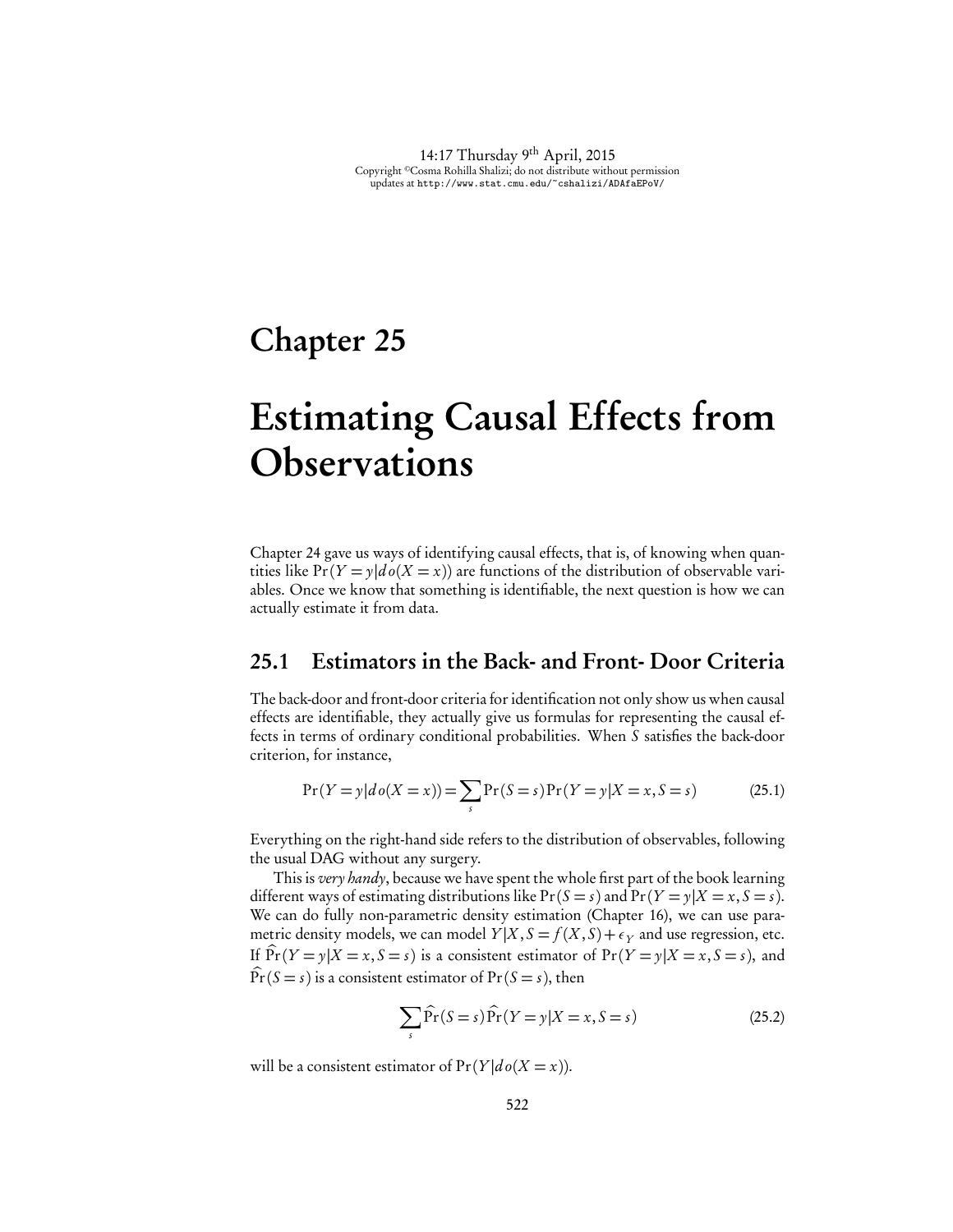# Chapter 25

# Estimating Causal Effects from Observations

Chapter 24 gave us ways of identifying causal effects, that is, of knowing when quantities like $\Pr(Y = y|do(X = x))$ are functions of the distribution of observable variables. Once we know that something is identifiable, the next question is how we can actually estimate it from data.

## 25.1 Estimators in the Back- and Front- Door Criteria

The back-door and front-door criteria for identification not only show us when causal effects are identifiable, they actually give us formulas for representing the causal effects in terms of ordinary conditional probabilities. When $S$ satisfies the back-door criterion, for instance,

$$\Pr(Y = y|do(X = x)) = \sum_s \Pr(S = s)\Pr(Y = y|X = x, S = s) \tag{25.1}$$

Everything on the right-hand side refers to the distribution of observables, following the usual DAG without any surgery.

This is *very handy*, because we have spent the whole first part of the book learning different ways of estimating distributions like $\Pr(S = s)$ and $\Pr(Y = y|X = x, S = s)$. We can do fully non-parametric density estimation (Chapter 16), we can use parametric density models, we can model $Y|X, S = f(X, S) + \epsilon_Y$ and use regression, etc. If $\widehat{\Pr}(Y = y|X = x, S = s)$ is a consistent estimator of $\Pr(Y = y|X = x, S = s)$, and $\widehat{\Pr}(S = s)$ is a consistent estimator of $\Pr(S = s)$, then

$$\sum_s \widehat{\Pr}(S = s)\widehat{\Pr}(Y = y|X = x, S = s) \tag{25.2}$$

will be a consistent estimator of $\Pr(Y|do(X = x))$.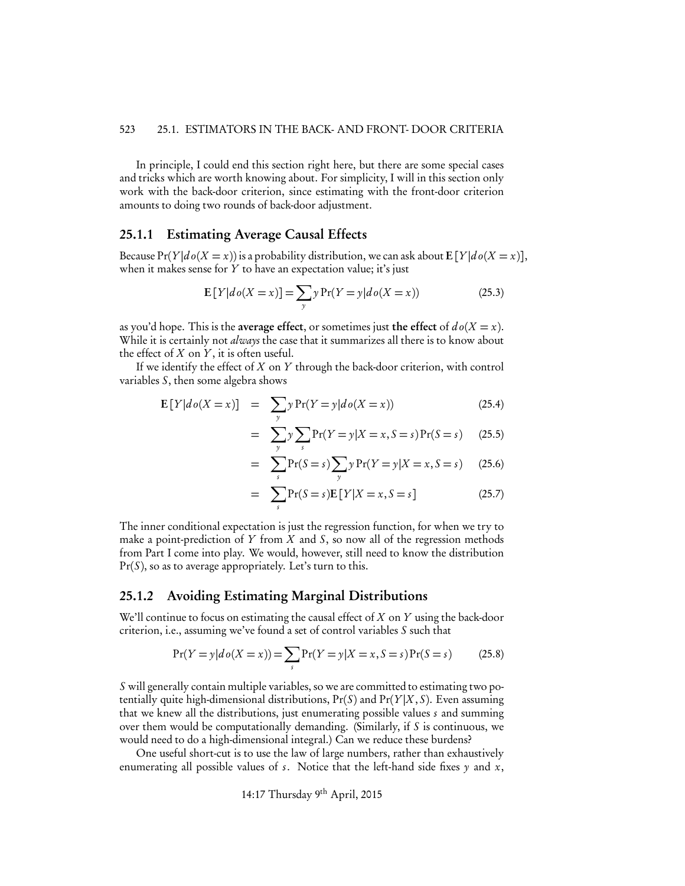In principle, I could end this section right here, but there are some special cases and tricks which are worth knowing about. For simplicity, I will in this section only work with the back-door criterion, since estimating with the front-door criterion amounts to doing two rounds of back-door adjustment.

### 25.1.1 Estimating Average Causal Effects

Because $\Pr(Y|do(X=x))$ is a probability distribution, we can ask about $\mathbf{E}[Y|do(X=x)]$, when it makes sense for $Y$ to have an expectation value; it's just

$$\mathbf{E}[Y|do(X=x)] = \sum_y y \Pr(Y=y|do(X=x)) \tag{25.3}$$

as you'd hope. This is the **average effect**, or sometimes just **the effect** of $do(X=x)$. While it is certainly not *always* the case that it summarizes all there is to know about the effect of $X$ on $Y$, it is often useful.

If we identify the effect of $X$ on $Y$ through the back-door criterion, with control variables $S$, then some algebra shows

$$\begin{aligned}
\mathbf{E}[Y|do(X=x)] &= \sum_y y \Pr(Y=y|do(X=x)) && (25.4)\\
&= \sum_y y \sum_s \Pr(Y=y|X=x,S=s)\Pr(S=s) && (25.5)\\
&= \sum_s \Pr(S=s) \sum_y y \Pr(Y=y|X=x,S=s) && (25.6)\\
&= \sum_s \Pr(S=s)\mathbf{E}[Y|X=x,S=s] && (25.7)
\end{aligned}$$

The inner conditional expectation is just the regression function, for when we try to make a point-prediction of $Y$ from $X$ and $S$, so now all of the regression methods from Part I come into play. We would, however, still need to know the distribution $\Pr(S)$, so as to average appropriately. Let's turn to this.

### 25.1.2 Avoiding Estimating Marginal Distributions

We'll continue to focus on estimating the causal effect of $X$ on $Y$ using the back-door criterion, i.e., assuming we've found a set of control variables $S$ such that

$$\Pr(Y=y|do(X=x)) = \sum_s \Pr(Y=y|X=x,S=s)\Pr(S=s) \tag{25.8}$$

$S$ will generally contain multiple variables, so we are committed to estimating two potentially quite high-dimensional distributions, $\Pr(S)$ and $\Pr(Y|X,S)$. Even assuming that we knew all the distributions, just enumerating possible values $s$ and summing over them would be computationally demanding. (Similarly, if $S$ is continuous, we would need to do a high-dimensional integral.) Can we reduce these burdens?

One useful short-cut is to use the law of large numbers, rather than exhaustively enumerating all possible values of $s$. Notice that the left-hand side fixes $y$ and $x$,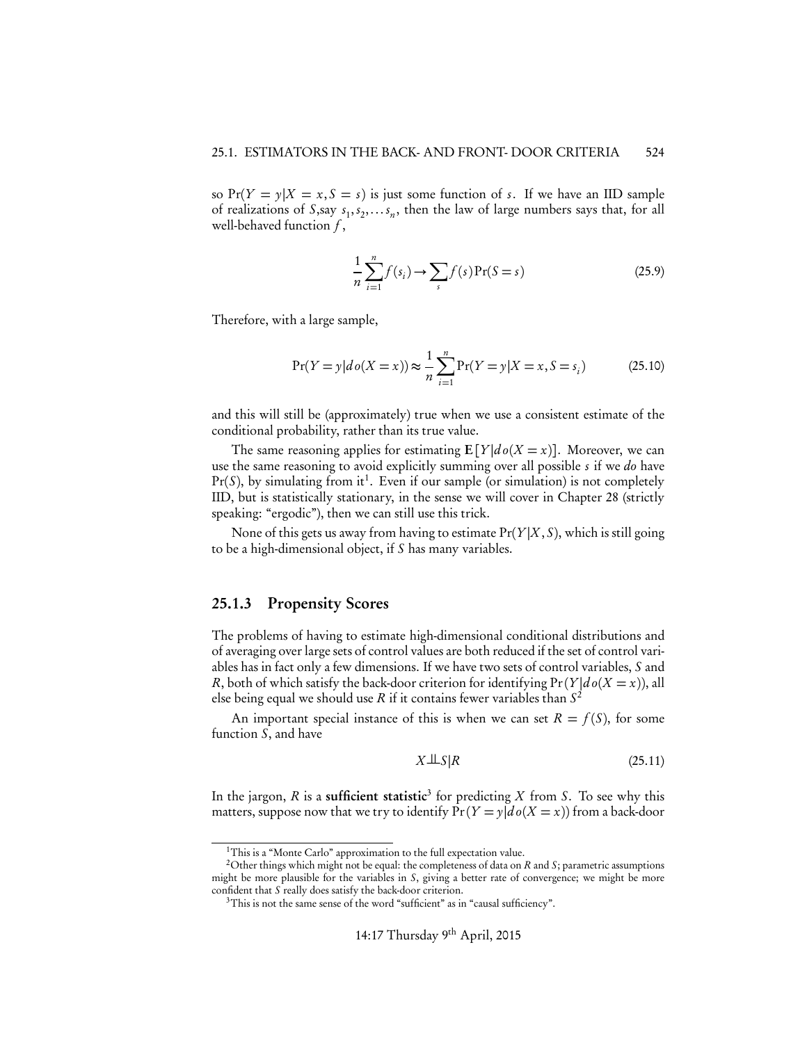so $\Pr(Y = y|X = x, S = s)$ is just some function of $s$. If we have an IID sample of realizations of $S$,say $s_1, s_2, \ldots s_n$, then the law of large numbers says that, for all well-behaved function $f$,

$$\frac{1}{n}\sum_{i=1}^{n} f(s_i) \rightarrow \sum_{s} f(s)\Pr(S = s) \tag{25.9}$$

Therefore, with a large sample,

$$\Pr(Y = y|do(X = x)) \approx \frac{1}{n}\sum_{i=1}^{n} \Pr(Y = y|X = x, S = s_i) \tag{25.10}$$

and this will still be (approximately) true when we use a consistent estimate of the conditional probability, rather than its true value.

The same reasoning applies for estimating $\mathbf{E}[Y|do(X = x)]$. Moreover, we can use the same reasoning to avoid explicitly summing over all possible $s$ if we *do* have $\Pr(S)$, by simulating from it[1]. Even if our sample (or simulation) is not completely IID, but is statistically stationary, in the sense we will cover in Chapter 28 (strictly speaking: "ergodic"), then we can still use this trick.

None of this gets us away from having to estimate $\Pr(Y|X, S)$, which is still going to be a high-dimensional object, if $S$ has many variables.

### 25.1.3 Propensity Scores

The problems of having to estimate high-dimensional conditional distributions and of averaging over large sets of control values are both reduced if the set of control variables has in fact only a few dimensions. If we have two sets of control variables, $S$ and $R$, both of which satisfy the back-door criterion for identifying $\Pr(Y|do(X = x))$, all else being equal we should use $R$ if it contains fewer variables than $S$[2]

An important special instance of this is when we can set $R = f(S)$, for some function $S$, and have

$$X \perp\!\!\!\perp S|R \tag{25.11}$$

In the jargon, $R$ is a **sufficient statistic**[3] for predicting $X$ from $S$. To see why this matters, suppose now that we try to identify $\Pr(Y = y|do(X = x))$ from a back-door

---

[1] This is a "Monte Carlo" approximation to the full expectation value.

[2] Other things which might not be equal: the completeness of data on $R$ and $S$; parametric assumptions might be more plausible for the variables in $S$, giving a better rate of convergence; we might be more confident that $S$ really does satisfy the back-door criterion.

[3] This is not the same sense of the word "sufficient" as in "causal sufficiency".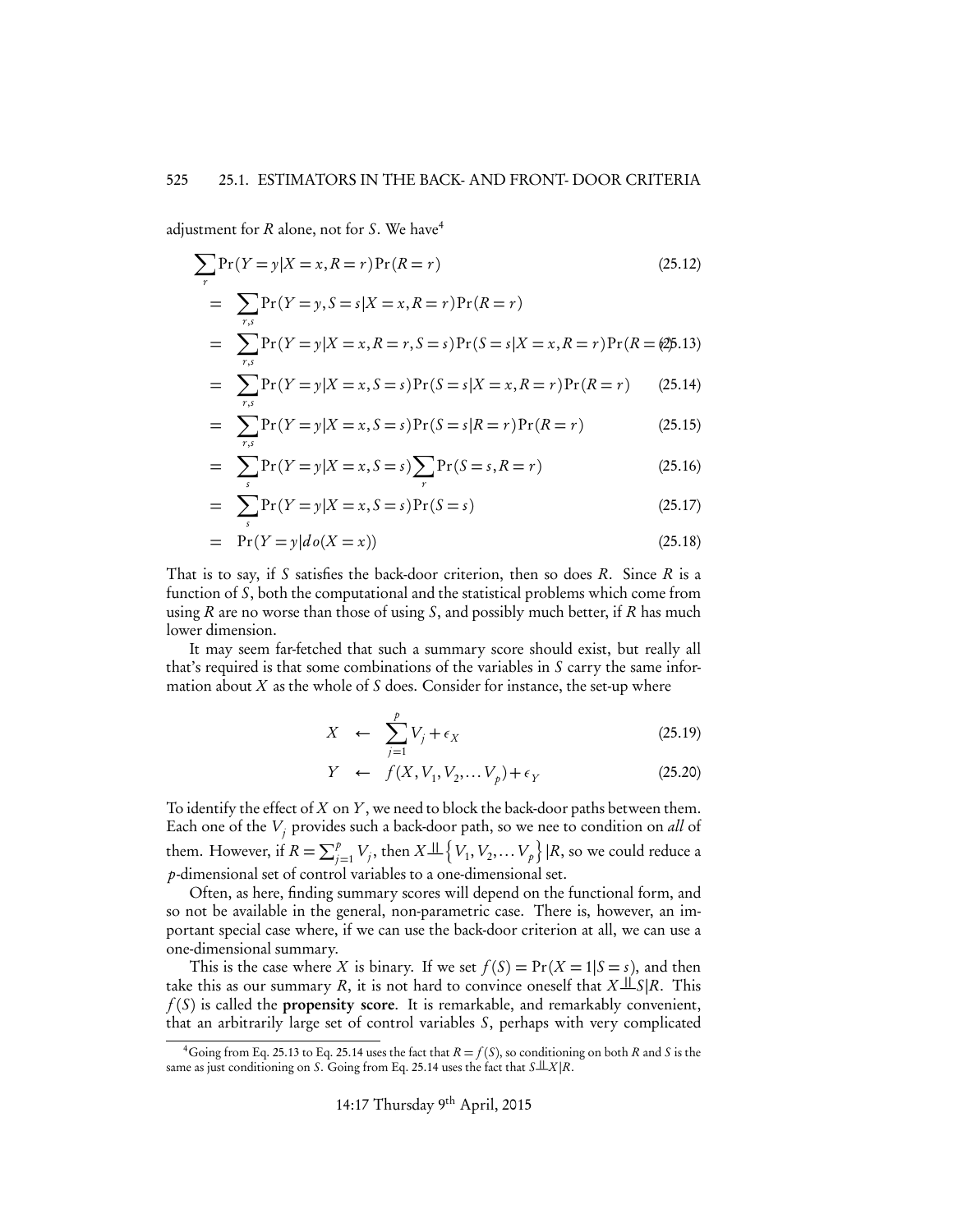adjustment for $R$ alone, not for $S$. We have[4]

$$
\begin{aligned}
& \sum_r \Pr(Y=y|X=x,R=r)\Pr(R=r) && (25.12)\\
&= \sum_{r,s} \Pr(Y=y,S=s|X=x,R=r)\Pr(R=r) \\
&= \sum_{r,s} \Pr(Y=y|X=x,R=r,S=s)\Pr(S=s|X=x,R=r)\Pr(R=r) && (25.13)\\
&= \sum_{r,s} \Pr(Y=y|X=x,S=s)\Pr(S=s|X=x,R=r)\Pr(R=r) && (25.14)\\
&= \sum_{r,s} \Pr(Y=y|X=x,S=s)\Pr(S=s|R=r)\Pr(R=r) && (25.15)\\
&= \sum_{s} \Pr(Y=y|X=x,S=s)\sum_r \Pr(S=s,R=r) && (25.16)\\
&= \sum_{s} \Pr(Y=y|X=x,S=s)\Pr(S=s) && (25.17)\\
&= \Pr(Y=y|do(X=x)) && (25.18)
\end{aligned}
$$

That is to say, if $S$ satisfies the back-door criterion, then so does $R$. Since $R$ is a function of $S$, both the computational and the statistical problems which come from using $R$ are no worse than those of using $S$, and possibly much better, if $R$ has much lower dimension.

It may seem far-fetched that such a summary score should exist, but really all that's required is that some combinations of the variables in $S$ carry the same information about $X$ as the whole of $S$ does. Consider for instance, the set-up where

$$
\begin{aligned}
X &\leftarrow \sum_{j=1}^{p} V_j + \epsilon_X && (25.19)\\
Y &\leftarrow f(X, V_1, V_2, \ldots V_p) + \epsilon_Y && (25.20)
\end{aligned}
$$

To identify the effect of $X$ on $Y$, we need to block the back-door paths between them. Each one of the $V_j$ provides such a back-door path, so we nee to condition on *all* of them. However, if $R = \sum_{j=1}^{p} V_j$, then $X \perp\!\!\!\perp \left\{V_1, V_2, \ldots V_p\right\} | R$, so we could reduce a $p$-dimensional set of control variables to a one-dimensional set.

Often, as here, finding summary scores will depend on the functional form, and so not be available in the general, non-parametric case. There is, however, an important special case where, if we can use the back-door criterion at all, we can use a one-dimensional summary.

This is the case where $X$ is binary. If we set $f(S) = \Pr(X=1|S=s)$, and then take this as our summary $R$, it is not hard to convince oneself that $X \perp\!\!\!\perp S|R$. This $f(S)$ is called the **propensity score**. It is remarkable, and remarkably convenient, that an arbitrarily large set of control variables $S$, perhaps with very complicated

[4] Going from Eq. 25.13 to Eq. 25.14 uses the fact that $R = f(S)$, so conditioning on both $R$ and $S$ is the same as just conditioning on $S$. Going from Eq. 25.14 uses the fact that $S \perp\!\!\!\perp X|R$.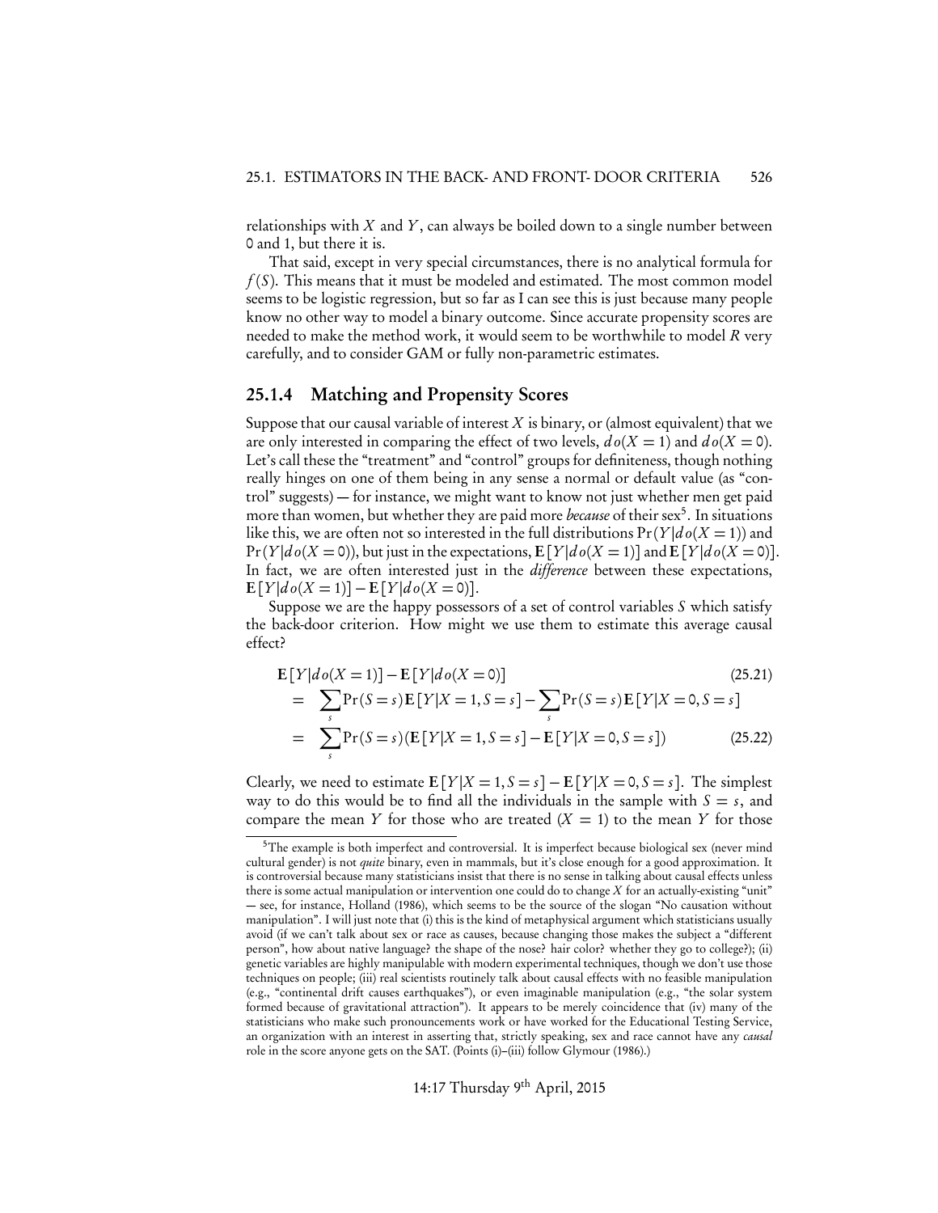relationships with $X$ and $Y$, can always be boiled down to a single number between 0 and 1, but there it is.

That said, except in very special circumstances, there is no analytical formula for $f(S)$. This means that it must be modeled and estimated. The most common model seems to be logistic regression, but so far as I can see this is just because many people know no other way to model a binary outcome. Since accurate propensity scores are needed to make the method work, it would seem to be worthwhile to model $R$ very carefully, and to consider GAM or fully non-parametric estimates.

### 25.1.4 Matching and Propensity Scores

Suppose that our causal variable of interest $X$ is binary, or (almost equivalent) that we are only interested in comparing the effect of two levels, $do(X = 1)$ and $do(X = 0)$. Let's call these the "treatment" and "control" groups for definiteness, though nothing really hinges on one of them being in any sense a normal or default value (as "control" suggests) — for instance, we might want to know not just whether men get paid more than women, but whether they are paid more *because* of their sex[5]. In situations like this, we are often not so interested in the full distributions $\Pr(Y|do(X = 1))$ and $\Pr(Y|do(X = 0))$, but just in the expectations, $\mathbf{E}[Y|do(X = 1)]$ and $\mathbf{E}[Y|do(X = 0)]$. In fact, we are often interested just in the *difference* between these expectations, $\mathbf{E}[Y|do(X = 1)] - \mathbf{E}[Y|do(X = 0)]$.

Suppose we are the happy possessors of a set of control variables $S$ which satisfy the back-door criterion. How might we use them to estimate this average causal effect?

$$
\begin{aligned}
& \mathbf{E}[Y|do(X = 1)] - \mathbf{E}[Y|do(X = 0)] && (25.21) \\
= & \sum_s \Pr(S = s)\mathbf{E}[Y|X = 1, S = s] - \sum_s \Pr(S = s)\mathbf{E}[Y|X = 0, S = s] \\
= & \sum_s \Pr(S = s)(\mathbf{E}[Y|X = 1, S = s] - \mathbf{E}[Y|X = 0, S = s]) && (25.22)
\end{aligned}
$$

Clearly, we need to estimate $\mathbf{E}[Y|X = 1, S = s] - \mathbf{E}[Y|X = 0, S = s]$. The simplest way to do this would be to find all the individuals in the sample with $S = s$, and compare the mean $Y$ for those who are treated ($X = 1$) to the mean $Y$ for those

[5]The example is both imperfect and controversial. It is imperfect because biological sex (never mind cultural gender) is not *quite* binary, even in mammals, but it's close enough for a good approximation. It is controversial because many statisticians insist that there is no sense in talking about causal effects unless there is some actual manipulation or intervention one could do to change $X$ for an actually-existing "unit" — see, for instance, Holland (1986), which seems to be the source of the slogan "No causation without manipulation". I will just note that (i) this is the kind of metaphysical argument which statisticians usually avoid (if we can't talk about sex or race as causes, because changing those makes the subject a "different person", how about native language? the shape of the nose? hair color? whether they go to college?); (ii) genetic variables are highly manipulable with modern experimental techniques, though we don't use those techniques on people; (iii) real scientists routinely talk about causal effects with no feasible manipulation (e.g., "continental drift causes earthquakes"), or even imaginable manipulation (e.g., "the solar system formed because of gravitational attraction"). It appears to be merely coincidence that (iv) many of the statisticians who make such pronouncements work or have worked for the Educational Testing Service, an organization with an interest in asserting that, strictly speaking, sex and race cannot have any *causal* role in the score anyone gets on the SAT. (Points (i)–(iii) follow Glymour (1986).)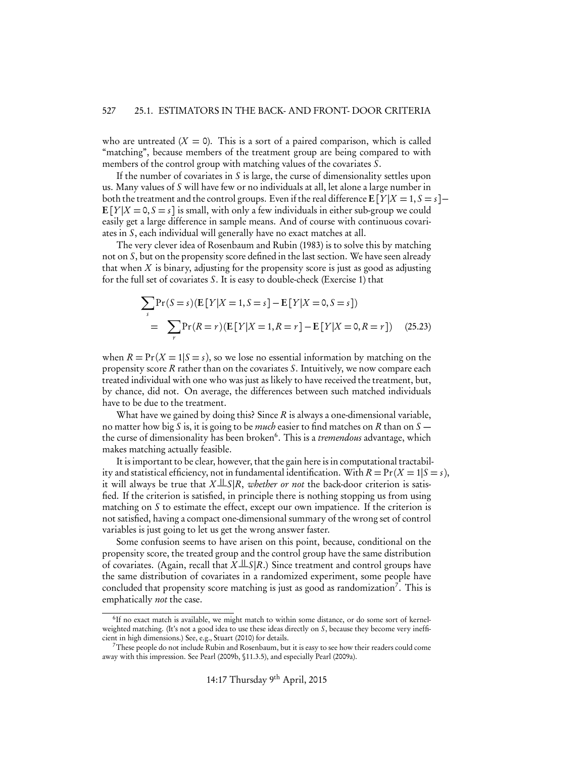who are untreated ($X = 0$). This is a sort of a paired comparison, which is called "matching", because members of the treatment group are being compared to with members of the control group with matching values of the covariates $S$.

If the number of covariates in $S$ is large, the curse of dimensionality settles upon us. Many values of $S$ will have few or no individuals at all, let alone a large number in both the treatment and the control groups. Even if the real difference $\mathbf{E}[Y|X = 1, S = s] - \mathbf{E}[Y|X = 0, S = s]$ is small, with only a few individuals in either sub-group we could easily get a large difference in sample means. And of course with continuous covariates in $S$, each individual will generally have no exact matches at all.

The very clever idea of Rosenbaum and Rubin (1983) is to solve this by matching not on $S$, but on the propensity score defined in the last section. We have seen already that when $X$ is binary, adjusting for the propensity score is just as good as adjusting for the full set of covariates $S$. It is easy to double-check (Exercise 1) that

$$
\begin{aligned}
&\sum_{s} \Pr(S = s)(\mathbf{E}[Y|X = 1, S = s] - \mathbf{E}[Y|X = 0, S = s]) \\
&= \sum_{r} \Pr(R = r)(\mathbf{E}[Y|X = 1, R = r] - \mathbf{E}[Y|X = 0, R = r]) \quad (25.23)
\end{aligned}
$$

when $R = \Pr(X = 1|S = s)$, so we lose no essential information by matching on the propensity $R$ rather than on the covariates $S$. Intuitively, we now compare each treated individual with one who was just as likely to have received the treatment, but, by chance, did not. On average, the differences between such matched individuals have to be due to the treatment.

What have we gained by doing this? Since $R$ is always a one-dimensional variable, no matter how big $S$ is, it is going to be *much* easier to find matches on $R$ than on $S$ — the curse of dimensionality has been broken[6]. This is a *tremendous* advantage, which makes matching actually feasible.

It is important to be clear, however, that the gain here is in computational tractability and statistical efficiency, not in fundamental identification. With $R = \Pr(X = 1|S = s)$, it will always be true that $X \perp\!\!\!\perp S|R$, *whether or not* the back-door criterion is satisfied. If the criterion is satisfied, in principle there is nothing stopping us from using matching on $S$ to estimate the effect, except our own impatience. If the criterion is not satisfied, having a compact one-dimensional summary of the wrong set of control variables is just going to let us get the wrong answer faster.

Some confusion seems to have arisen on this point, because, conditional on the propensity score, the treated group and the control group have the same distribution of covariates. (Again, recall that $X \perp\!\!\!\perp S|R$.) Since treatment and control groups have the same distribution of covariates in a randomized experiment, some people have concluded that propensity score matching is just as good as randomization[7]. This is emphatically *not* the case.

---

[6] If no exact match is available, we might match to within some distance, or do some sort of kernel-weighted matching. (It's not a good idea to use these ideas directly on $S$, because they become very inefficient in high dimensions.) See, e.g., Stuart (2010) for details.

[7] These people do not include Rubin and Rosenbaum, but it is easy to see how their readers could come away with this impression. See Pearl (2009b, §11.3.5), and especially Pearl (2009a).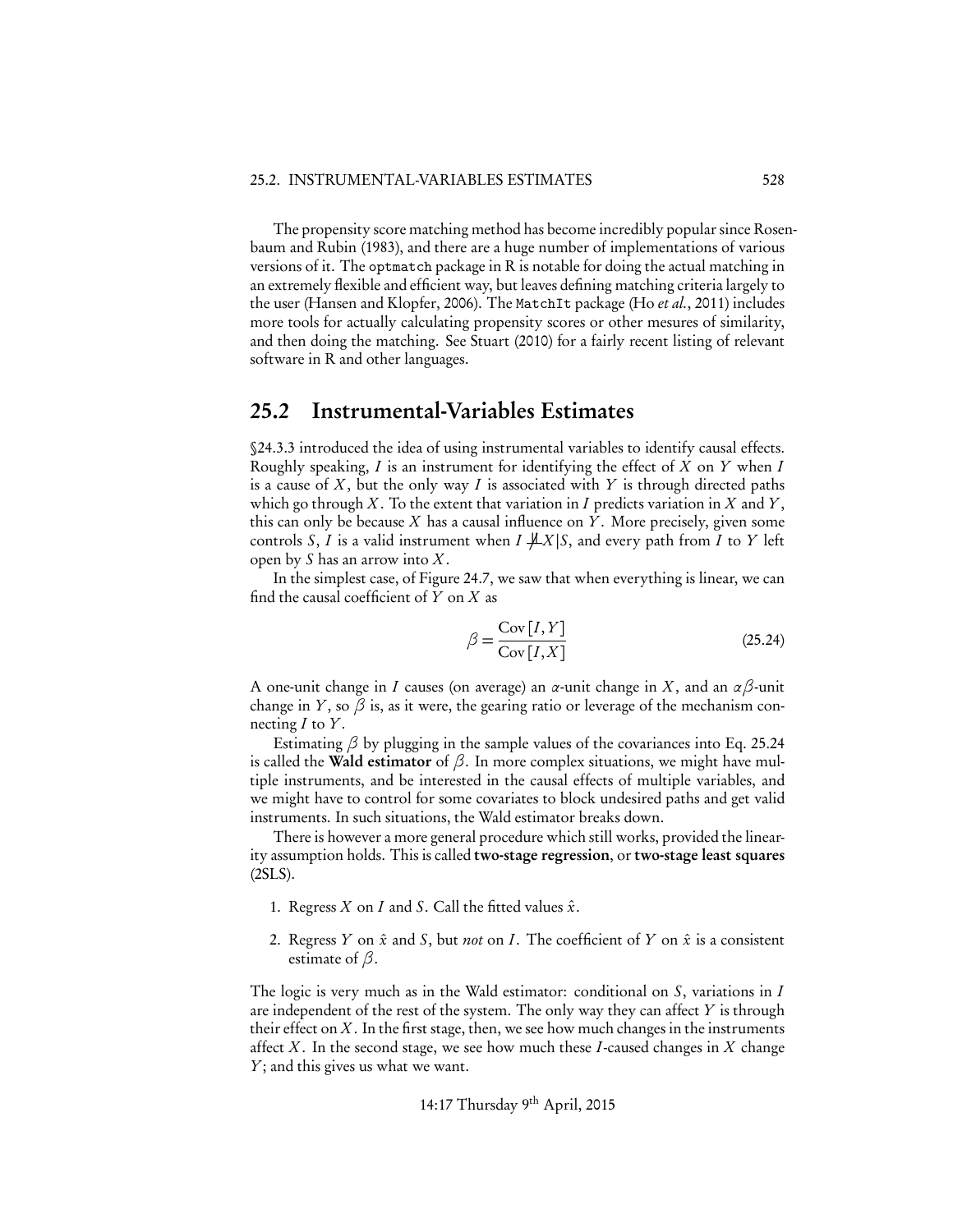The propensity score matching method has become incredibly popular since Rosenbaum and Rubin (1983), and there are a huge number of implementations of various versions of it. The `optmatch` package in R is notable for doing the actual matching in an extremely flexible and efficient way, but leaves defining matching criteria largely to the user (Hansen and Klopfer, 2006). The `MatchIt` package (Ho *et al.*, 2011) includes more tools for actually calculating propensity scores or other mesures of similarity, and then doing the matching. See Stuart (2010) for a fairly recent listing of relevant software in R and other languages.

## 25.2 Instrumental-Variables Estimates

§24.3.3 introduced the idea of using instrumental variables to identify causal effects. Roughly speaking, $I$ is an instrument for identifying the effect of $X$ on $Y$ when $I$ is a cause of $X$, but the only way $I$ is associated with $Y$ is through directed paths which go through $X$. To the extent that variation in $I$ predicts variation in $X$ and $Y$, this can only be because $X$ has a causal influence on $Y$. More precisely, given some controls $S$, $I$ is a valid instrument when $I \not\perp\!\!\!\perp X|S$, and every path from $I$ to $Y$ left open by $S$ has an arrow into $X$.

In the simplest case, of Figure 24.7, we saw that when everything is linear, we can find the causal coefficient of $Y$ on $X$ as

$$\beta = \frac{\mathrm{Cov}[I,Y]}{\mathrm{Cov}[I,X]} \tag{25.24}$$

A one-unit change in $I$ causes (on average) an $\alpha$-unit change in $X$, and an $\alpha\beta$-unit change in $Y$, so $\beta$ is, as it were, the gearing ratio or leverage of the mechanism connecting $I$ to $Y$.

Estimating $\beta$ by plugging in the sample values of the covariances into Eq. 25.24 is called the **Wald estimator** of $\beta$. In more complex situations, we might have multiple instruments, and be interested in the causal effects of multiple variables, and we might have to control for some covariates to block undesired paths and get valid instruments. In such situations, the Wald estimator breaks down.

There is however a more general procedure which still works, provided the linearity assumption holds. This is called **two-stage regression**, or **two-stage least squares** (2SLS).

1. Regress $X$ on $I$ and $S$. Call the fitted values $\hat{x}$.
2. Regress $Y$ on $\hat{x}$ and $S$, but *not* on $I$. The coefficient of $Y$ on $\hat{x}$ is a consistent estimate of $\beta$.

The logic is very much as in the Wald estimator: conditional on $S$, variations in $I$ are independent of the rest of the system. The only way they can affect $Y$ is through their effect on $X$. In the first stage, then, we see how much changes in the instruments affect $X$. In the second stage, we see how much these $I$-caused changes in $X$ change $Y$; and this gives us what we want.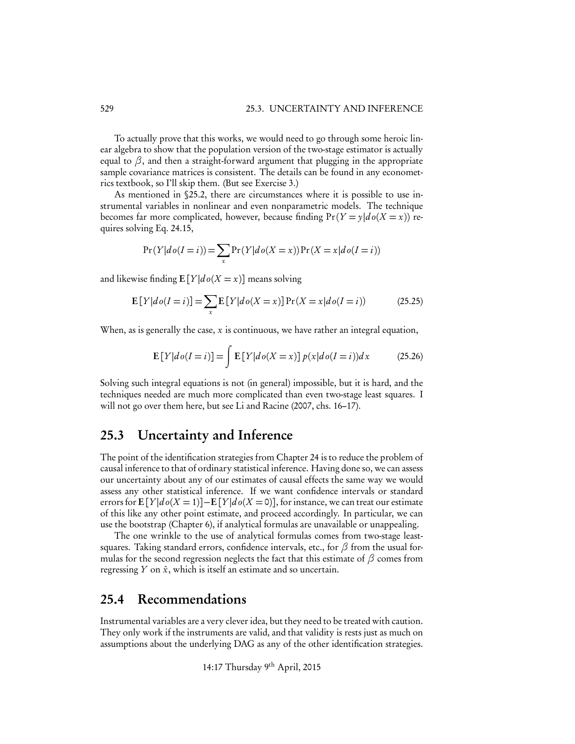To actually prove that this works, we would need to go through some heroic linear algebra to show that the population version of the two-stage estimator is actually equal to $\beta$, and then a straight-forward argument that plugging in the appropriate sample covariance matrices is consistent. The details can be found in any econometrics textbook, so I'll skip them. (But see Exercise 3.)

As mentioned in §25.2, there are circumstances where it is possible to use instrumental variables in nonlinear and even nonparametric models. The technique becomes far more complicated, however, because finding $\Pr(Y = y|do(X = x))$ requires solving Eq. 24.15,

$$\Pr(Y|do(I = i)) = \sum_x \Pr(Y|do(X = x))\Pr(X = x|do(I = i))$$

and likewise finding $\mathbf{E}[Y|do(X = x)]$ means solving

$$\mathbf{E}[Y|do(I = i)] = \sum_x \mathbf{E}[Y|do(X = x)]\Pr(X = x|do(I = i)) \tag{25.25}$$

When, as is generally the case, $x$ is continuous, we have rather an integral equation,

$$\mathbf{E}[Y|do(I = i)] = \int \mathbf{E}[Y|do(X = x)]\, p(x|do(I = i))dx \tag{25.26}$$

Solving such integral equations is not (in general) impossible, but it is hard, and the techniques needed are much more complicated than even two-stage least squares. I will not go over them here, but see Li and Racine (2007, chs. 16–17).

## 25.3 Uncertainty and Inference

The point of the identification strategies from Chapter 24 is to reduce the problem of causal inference to that of ordinary statistical inference. Having done so, we can assess our uncertainty about any of our estimates of causal effects the same way we would assess any other statistical inference. If we want confidence intervals or standard errors for $\mathbf{E}[Y|do(X = 1)] - \mathbf{E}[Y|do(X = 0)]$, for instance, we can treat our estimate of this like any other point estimate, and proceed accordingly. In particular, we can use the bootstrap (Chapter 6), if analytical formulas are unavailable or unappealing.

The one wrinkle to the use of analytical formulas comes from two-stage least-squares. Taking standard errors, confidence intervals, etc., for $\beta$ from the usual formulas for the second regression neglects the fact that this estimate of $\beta$ comes from regressing $Y$ on $\hat{x}$, which is itself an estimate and so uncertain.

## 25.4 Recommendations

Instrumental variables are a very clever idea, but they need to be treated with caution. They only work if the instruments are valid, and that validity is rests just as much on assumptions about the underlying DAG as any of the other identification strategies.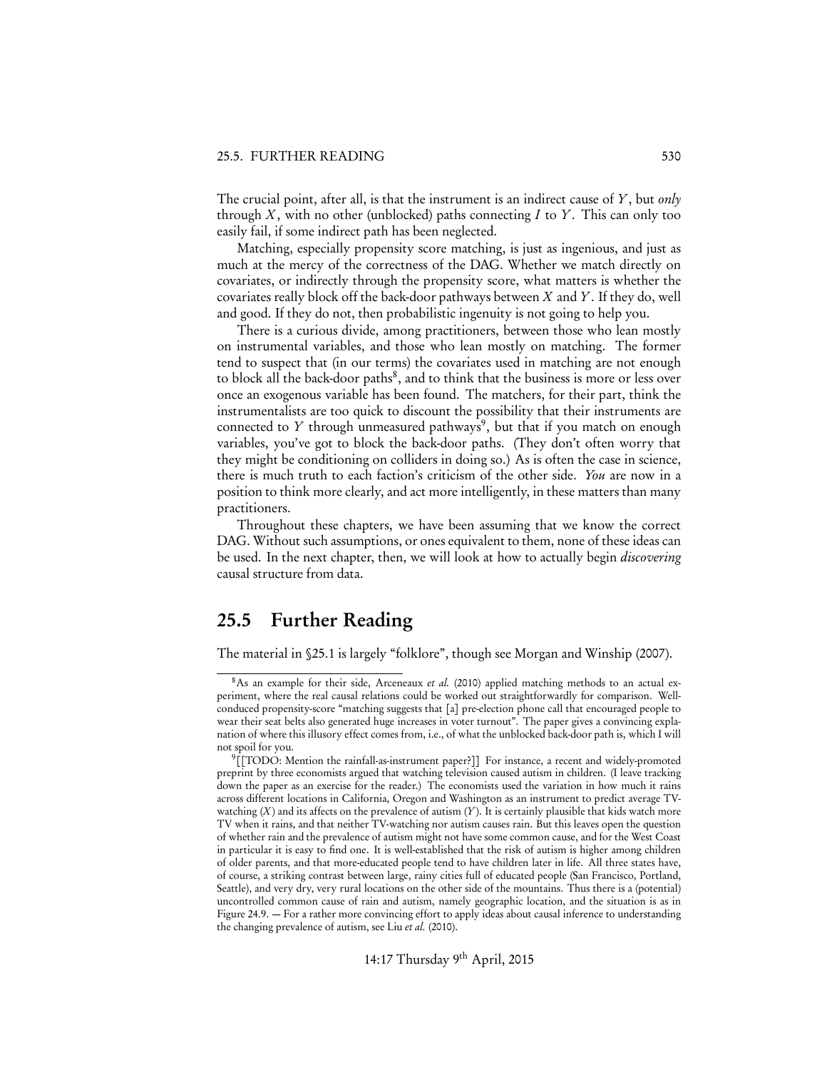The crucial point, after all, is that the instrument is an indirect cause of $Y$, but *only* through $X$, with no other (unblocked) paths connecting $I$ to $Y$. This can only too easily fail, if some indirect path has been neglected.

Matching, especially propensity score matching, is just as ingenious, and just as much at the mercy of the correctness of the DAG. Whether we match directly on covariates, or indirectly through the propensity score, what matters is whether the covariates really block off the back-door pathways between $X$ and $Y$. If they do, well and good. If they do not, then probabilistic ingenuity is not going to help you.

There is a curious divide, among practitioners, between those who lean mostly on instrumental variables, and those who lean mostly on matching. The former tend to suspect that (in our terms) the covariates used in matching are not enough to block all the back-door paths[8], and to think that the business is more or less over once an exogenous variable has been found. The matchers, for their part, think the instrumentalists are too quick to discount the possibility that their instruments are connected to $Y$ through unmeasured pathways[9], but that if you match on enough variables, you've got to block the back-door paths. (They don't often worry that they might be conditioning on colliders in doing so.) As is often the case in science, there is much truth to each faction's criticism of the other side. *You* are now in a position to think more clearly, and act more intelligently, in these matters than many practitioners.

Throughout these chapters, we have been assuming that we know the correct DAG. Without such assumptions, or ones equivalent to them, none of these ideas can be used. In the next chapter, then, we will look at how to actually begin *discovering* causal structure from data.

## 25.5 Further Reading

The material in §25.1 is largely "folklore", though see Morgan and Winship (2007).

---

[8] As an example for their side, Arceneaux *et al.* (2010) applied matching methods to an actual experiment, where the real causal relations could be worked out straightforwardly for comparison. Well-conduced propensity-score "matching suggests that [a] pre-election phone call that encouraged people to wear their seat belts also generated huge increases in voter turnout". The paper gives a convincing explanation of where this illusory effect comes from, i.e., of what the unblocked back-door path is, which I will not spoil for you.

[9] [[TODO: Mention the rainfall-as-instrument paper?]] For instance, a recent and widely-promoted preprint by three economists argued that watching television caused autism in children. (I leave tracking down the paper as an exercise for the reader.) The economists used the variation in how much it rains across different locations in California, Oregon and Washington as an instrument to predict average TV-watching ($X$) and its affects on the prevalence of autism ($Y$). It is certainly plausible that kids watch more TV when it rains, and that neither TV-watching nor autism causes rain. But this leaves open the question of whether rain and the prevalence of autism might not have some common cause, and for the West Coast in particular it is easy to find one. It is well-established that the risk of autism is higher among children of older parents, and that more-educated people tend to have children later in life. All three states have, of course, a striking contrast between large, rainy cities full of educated people (San Francisco, Portland, Seattle), and very dry, very rural locations on the other side of the mountains. Thus there is a (potential) uncontrolled common cause of rain and autism, namely geographic location, and the situation is as in Figure 24.9. — For a rather more convincing effort to apply ideas about causal inference to understanding the changing prevalence of autism, see Liu *et al.* (2010).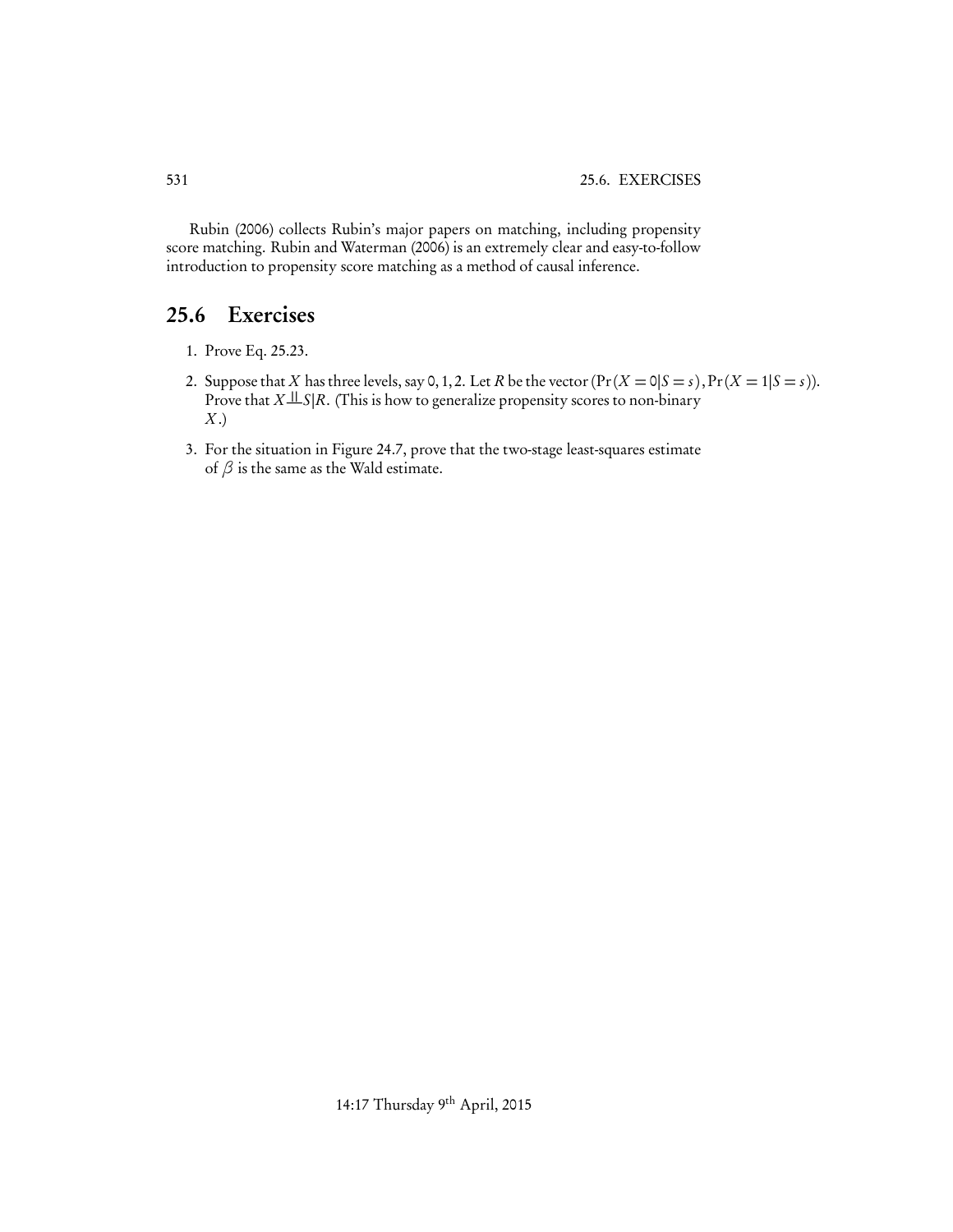Rubin (2006) collects Rubin's major papers on matching, including propensity score matching. Rubin and Waterman (2006) is an extremely clear and easy-to-follow introduction to propensity score matching as a method of causal inference.

## 25.6 Exercises

1. Prove Eq. 25.23.
2. Suppose that $X$ has three levels, say 0, 1, 2. Let $R$ be the vector $(\Pr(X = 0|S = s), \Pr(X = 1|S = s))$. Prove that $X \perp\!\!\!\perp S|R$. (This is how to generalize propensity scores to non-binary $X$.)
3. For the situation in Figure 24.7, prove that the two-stage least-squares estimate of $\beta$ is the same as the Wald estimate.